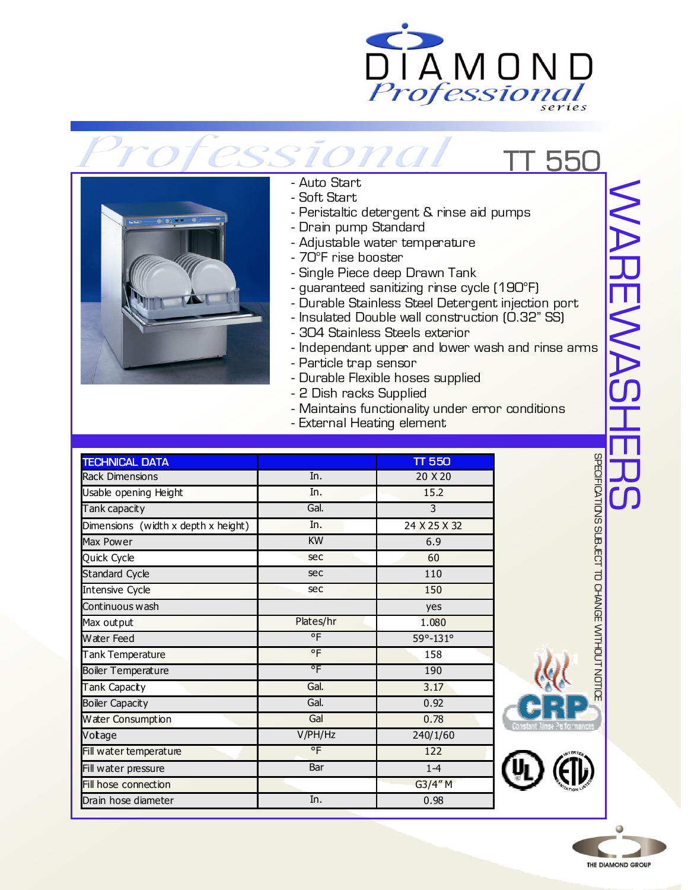# DIAMOND Professional series

## Professional TT 550

- Auto Start
- Soft Start
- Peristaltic detergent & rinse aid pumps
- Drain pump Standard
- Adjustable water temperature
- 70°F rise booster
- Single Piece deep Drawn Tank
- guaranteed sanitizing rinse cycle (190°F)
- Durable Stainless Steel Detergent injection port
- Insulated Double wall construction (0.32" SS)
- 304 Stainless Steels exterior
- Independant upper and lower wash and rinse arms
- Particle trap sensor
- Durable Flexible hoses supplied
- 2 Dish racks Supplied
- Maintains functionality under error conditions
- External Heating element

WAREWASHERS

| TECHNICAL DATA | | TT 550 |
|---|---|---|
| Rack Dimensions | In. | 20 X 20 |
| Usable opening Height | In. | 15.2 |
| Tank capacity | Gal. | 3 |
| Dimensions (width x depth x height) | In. | 24 X 25 X 32 |
| Max Power | KW | 6.9 |
| Quick Cycle | sec | 60 |
| Standard Cycle | sec | 110 |
| Intensive Cycle | sec | 150 |
| Continuous wash | | yes |
| Max output | Plates/hr | 1.080 |
| Water Feed | °F | 59°-131° |
| Tank Temperature | °F | 158 |
| Boiler Temperature | °F | 190 |
| Tank Capacity | Gal. | 3.17 |
| Boiler Capacity | Gal. | 0.92 |
| Water Consumption | Gal | 0.78 |
| Voltage | V/PH/Hz | 240/1/60 |
| Fill water temperature | °F | 122 |
| Fill water pressure | Bar | 1-4 |
| Fill hose connection | | G3/4" M |
| Drain hose diameter | In. | 0.98 |

SPECIFICATIONS SUBJECT TO CHANGE WITHOUT NOTICE

CRP Constant Rinse Performance

THE DIAMOND GROUP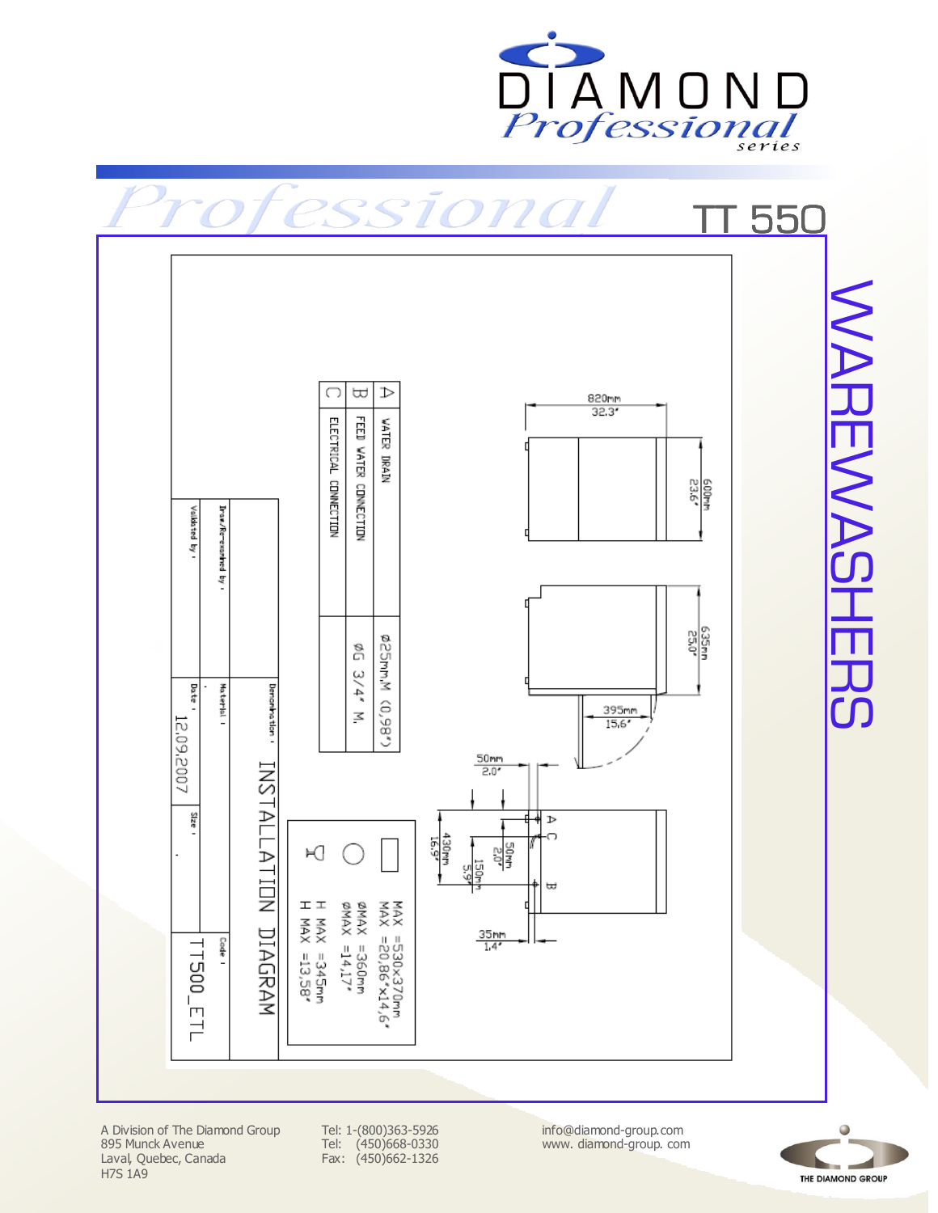# TT 550

## WAREWASHERS

### INSTALLATION DIAGRAM

820mm
32,3"

600mm
23,6"

635mm
25,0"

395mm
15,6"

50mm
2,0"

430mm
16,9"

50mm
2,0"

150mm
5,9"

35mm
1,4"

A C B

| | | |
|---|---|---|
| A | WATER DRAIN | Ø25mm,M (0,98") |
| B | FEED WATER CONNECTION | ØG 3/4" M. |
| C | ELECTRICAL CONNECTION | |

| | |
|---|---|
| ▭ | MAX =530x370mm<br>MAX =20,86"x14,6" |
| ○ | ØMAX =360mm<br>ØMAX =14,17" |
| 🍷 | H MAX =345mm<br>H MAX =13,58" |

| | | | |
|---|---|---|---|
| Denomination : INSTALLATION DIAGRAM | | | |
| Draw/Re-examined by : | Material : | | Code : TT500_ETL |
| Validated by : | Date : 12.09.2007 | Size : | |

A Division of The Diamond Group
895 Munck Avenue
Laval, Quebec, Canada
H7S 1A9

Tel: 1-(800)363-5926
Tel: (450)668-0330
Fax: (450)662-1326

info@diamond-group.com
www. diamond-group. com

THE DIAMOND GROUP